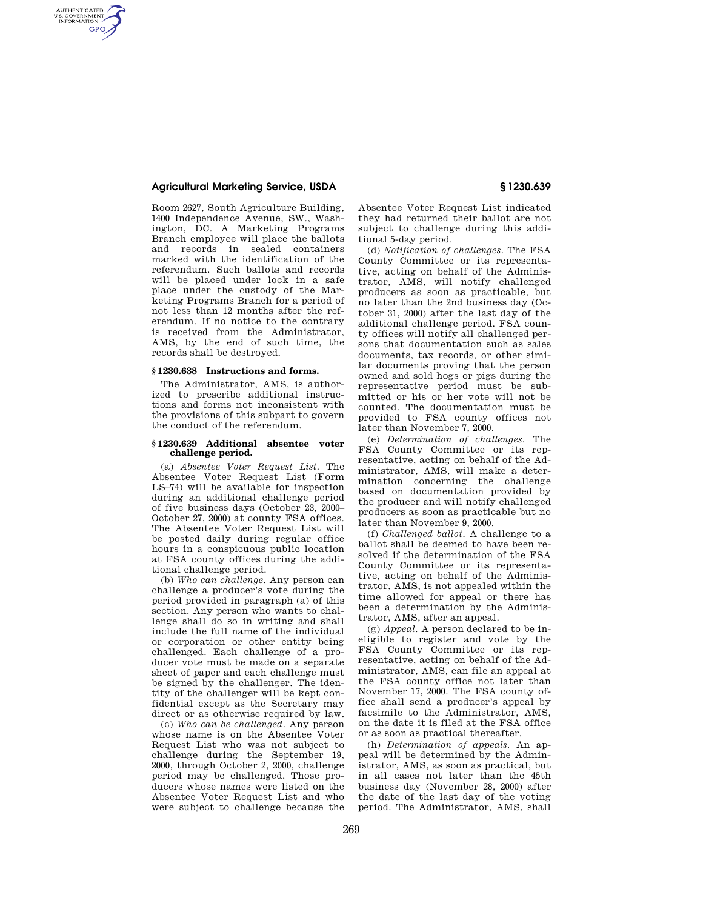Room 2627, South Agriculture Building, 1400 Independence Avenue, SW., Washington, DC. A Marketing Programs Branch employee will place the ballots and records in sealed containers marked with the identification of the referendum. Such ballots and records will be placed under lock in a safe place under the custody of the Marketing Programs Branch for a period of not less than 12 months after the referendum. If no notice to the contrary is received from the Administrator, AMS, by the end of such time, the records shall be destroyed.

### § 1230.638 Instructions and forms.

The Administrator, AMS, is authorized to prescribe additional instructions and forms not inconsistent with the provisions of this subpart to govern the conduct of the referendum.

### § 1230.639 Additional absentee voter challenge period.

(a) *Absentee Voter Request List.* The Absentee Voter Request List (Form LS–74) will be available for inspection during an additional challenge period of five business days (October 23, 2000–October 27, 2000) at county FSA offices. The Absentee Voter Request List will be posted daily during regular office hours in a conspicuous public location at FSA county offices during the additional challenge period.

(b) *Who can challenge.* Any person can challenge a producer's vote during the period provided in paragraph (a) of this section. Any person who wants to challenge shall do so in writing and shall include the full name of the individual or corporation or other entity being challenged. Each challenge of a producer vote must be made on a separate sheet of paper and each challenge must be signed by the challenger. The identity of the challenger will be kept confidential except as the Secretary may direct or as otherwise required by law.

(c) *Who can be challenged.* Any person whose name is on the Absentee Voter Request List who was not subject to challenge during the September 19, 2000, through October 2, 2000, challenge period may be challenged. Those producers whose names were listed on the Absentee Voter Request List and who were subject to challenge because the Absentee Voter Request List indicated they had returned their ballot are not subject to challenge during this additional 5-day period.

(d) *Notification of challenges.* The FSA County Committee or its representative, acting on behalf of the Administrator, AMS, will notify challenged producers as soon as practicable, but no later than the 2nd business day (October 31, 2000) after the last day of the additional challenge period. FSA county offices will notify all challenged persons that documentation such as sales documents, tax records, or other similar documents proving that the person owned and sold hogs or pigs during the representative period must be submitted or his or her vote will not be counted. The documentation must be provided to FSA county offices not later than November 7, 2000.

(e) *Determination of challenges.* The FSA County Committee or its representative, acting on behalf of the Administrator, AMS, will make a determination concerning the challenge based on documentation provided by the producer and will notify challenged producers as soon as practicable but no later than November 9, 2000.

(f) *Challenged ballot.* A challenge to a ballot shall be deemed to have been resolved if the determination of the FSA County Committee or its representative, acting on behalf of the Administrator, AMS, is not appealed within the time allowed for appeal or there has been a determination by the Administrator, AMS, after an appeal.

(g) *Appeal.* A person declared to be ineligible to register and vote by the FSA County Committee or its representative, acting on behalf of the Administrator, AMS, can file an appeal at the FSA county office not later than November 17, 2000. The FSA county office shall send a producer's appeal by facsimile to the Administrator, AMS, on the date it is filed at the FSA office or as soon as practical thereafter.

(h) *Determination of appeals.* An appeal will be determined by the Administrator, AMS, as soon as practical, but in all cases not later than the 45th business day (November 28, 2000) after the date of the last day of the voting period. The Administrator, AMS, shall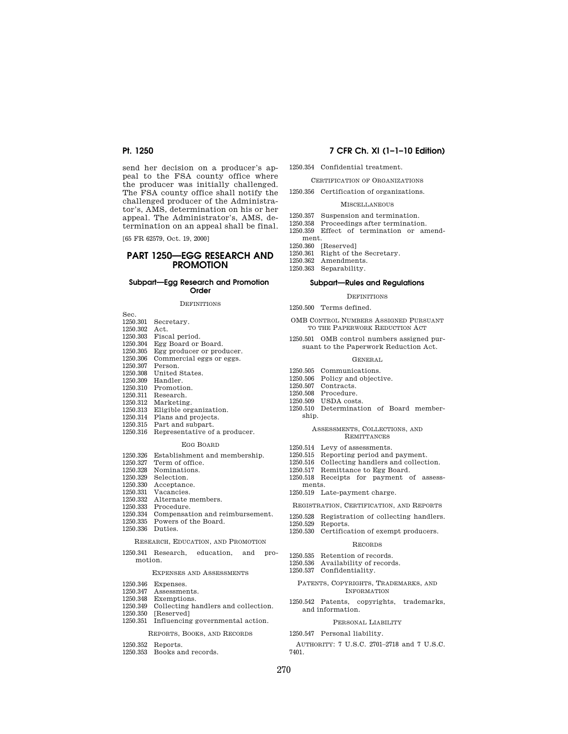send her decision on a producer's appeal to the FSA county office where the producer was initially challenged. The FSA county office shall notify the challenged producer of the Administrator's, AMS, determination on his or her appeal. The Administrator's, AMS, determination on an appeal shall be final.

[65 FR 62579, Oct. 19, 2000]

# PART 1250—EGG RESEARCH AND PROMOTION

## Subpart—Egg Research and Promotion Order

DEFINITIONS

Sec.
1250.301 Secretary.
1250.302 Act.
1250.303 Fiscal period.
1250.304 Egg Board or Board.
1250.305 Egg producer or producer.
1250.306 Commercial eggs or eggs.
1250.307 Person.
1250.308 United States.
1250.309 Handler.
1250.310 Promotion.
1250.311 Research.
1250.312 Marketing.
1250.313 Eligible organization.
1250.314 Plans and projects.
1250.315 Part and subpart.
1250.316 Representative of a producer.

EGG BOARD

1250.326 Establishment and membership.
1250.327 Term of office.
1250.328 Nominations.
1250.329 Selection.
1250.330 Acceptance.
1250.331 Vacancies.
1250.332 Alternate members.
1250.333 Procedure.
1250.334 Compensation and reimbursement.
1250.335 Powers of the Board.
1250.336 Duties.

RESEARCH, EDUCATION, AND PROMOTION

1250.341 Research, education, and promotion.

EXPENSES AND ASSESSMENTS

1250.346 Expenses.
1250.347 Assessments.
1250.348 Exemptions.
1250.349 Collecting handlers and collection.
1250.350 [Reserved]
1250.351 Influencing governmental action.

REPORTS, BOOKS, AND RECORDS

1250.352 Reports.
1250.353 Books and records.
1250.354 Confidential treatment.

CERTIFICATION OF ORGANIZATIONS

1250.356 Certification of organizations.

MISCELLANEOUS

1250.357 Suspension and termination.
1250.358 Proceedings after termination.
1250.359 Effect of termination or amendment.
1250.360 [Reserved]
1250.361 Right of the Secretary.
1250.362 Amendments.
1250.363 Separability.

## Subpart—Rules and Regulations

DEFINITIONS

1250.500 Terms defined.

OMB CONTROL NUMBERS ASSIGNED PURSUANT TO THE PAPERWORK REDUCTION ACT

1250.501 OMB control numbers assigned pursuant to the Paperwork Reduction Act.

GENERAL

1250.505 Communications.
1250.506 Policy and objective.
1250.507 Contracts.
1250.508 Procedure.
1250.509 USDA costs.
1250.510 Determination of Board membership.

ASSESSMENTS, COLLECTIONS, AND REMITTANCES

1250.514 Levy of assessments.
1250.515 Reporting period and payment.
1250.516 Collecting handlers and collection.
1250.517 Remittance to Egg Board.
1250.518 Receipts for payment of assessments.
1250.519 Late-payment charge.

REGISTRATION, CERTIFICATION, AND REPORTS

1250.528 Registration of collecting handlers.
1250.529 Reports.
1250.530 Certification of exempt producers.

RECORDS

1250.535 Retention of records.
1250.536 Availability of records.
1250.537 Confidentiality.

PATENTS, COPYRIGHTS, TRADEMARKS, AND INFORMATION

1250.542 Patents, copyrights, trademarks, and information.

PERSONAL LIABILITY

1250.547 Personal liability.

AUTHORITY: 7 U.S.C. 2701–2718 and 7 U.S.C. 7401.